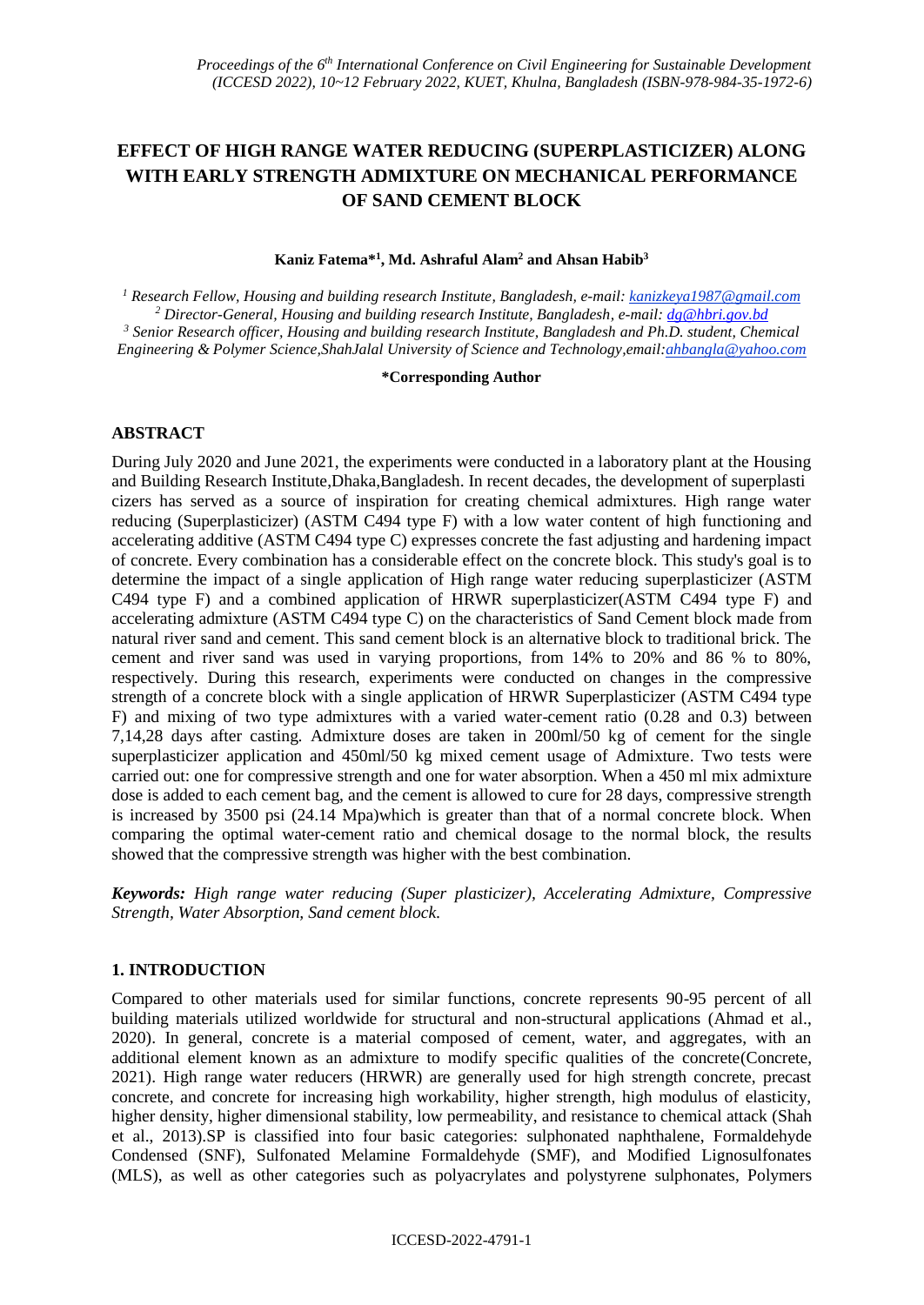# EFFECT OF HIGH RANGE WATER REDUCING (SUPERPLASTICIZER) ALONG WITH EARLY STRENGTH ADMIXTURE ON MECHANICAL PERFORMANCE OF SAND CEMENT BLOCK

**Kaniz Fatema*[1], Md. Ashraful Alam[2] and Ahsan Habib[3]**

[1] *Research Fellow, Housing and building research Institute, Bangladesh, e-mail: kanizkeya1987@gmail.com*
[2] *Director-General, Housing and building research Institute, Bangladesh, e-mail: dg@hbri.gov.bd*
[3] *Senior Research officer, Housing and building research Institute, Bangladesh and Ph.D. student, Chemical Engineering & Polymer Science,ShahJalal University of Science and Technology,email:ahbangla@yahoo.com*

**\*Corresponding Author**

## ABSTRACT

During July 2020 and June 2021, the experiments were conducted in a laboratory plant at the Housing and Building Research Institute,Dhaka,Bangladesh. In recent decades, the development of superplasti cizers has served as a source of inspiration for creating chemical admixtures. High range water reducing (Superplasticizer) (ASTM C494 type F) with a low water content of high functioning and accelerating additive (ASTM C494 type C) expresses concrete the fast adjusting and hardening impact of concrete. Every combination has a considerable effect on the concrete block. This study's goal is to determine the impact of a single application of High range water reducing superplasticizer (ASTM C494 type F) and a combined application of HRWR superplasticizer(ASTM C494 type F) and accelerating admixture (ASTM C494 type C) on the characteristics of Sand Cement block made from natural river sand and cement. This sand cement block is an alternative block to traditional brick. The cement and river sand was used in varying proportions, from 14% to 20% and 86 % to 80%, respectively. During this research, experiments were conducted on changes in the compressive strength of a concrete block with a single application of HRWR Superplasticizer (ASTM C494 type F) and mixing of two type admixtures with a varied water-cement ratio (0.28 and 0.3) between 7,14,28 days after casting. Admixture doses are taken in 200ml/50 kg of cement for the single superplasticizer application and 450ml/50 kg mixed cement usage of Admixture. Two tests were carried out: one for compressive strength and one for water absorption. When a 450 ml mix admixture dose is added to each cement bag, and the cement is allowed to cure for 28 days, compressive strength is increased by 3500 psi (24.14 Mpa)which is greater than that of a normal concrete block. When comparing the optimal water-cement ratio and chemical dosage to the normal block, the results showed that the compressive strength was higher with the best combination.

***Keywords:*** *High range water reducing (Super plasticizer), Accelerating Admixture, Compressive Strength, Water Absorption, Sand cement block.*

## 1. INTRODUCTION

Compared to other materials used for similar functions, concrete represents 90-95 percent of all building materials utilized worldwide for structural and non-structural applications (Ahmad et al., 2020). In general, concrete is a material composed of cement, water, and aggregates, with an additional element known as an admixture to modify specific qualities of the concrete(Concrete, 2021). High range water reducers (HRWR) are generally used for high strength concrete, precast concrete, and concrete for increasing high workability, higher strength, high modulus of elasticity, higher density, higher dimensional stability, low permeability, and resistance to chemical attack (Shah et al., 2013).SP is classified into four basic categories: sulphonated naphthalene, Formaldehyde Condensed (SNF), Sulfonated Melamine Formaldehyde (SMF), and Modified Lignosulfonates (MLS), as well as other categories such as polyacrylates and polystyrene sulphonates, Polymers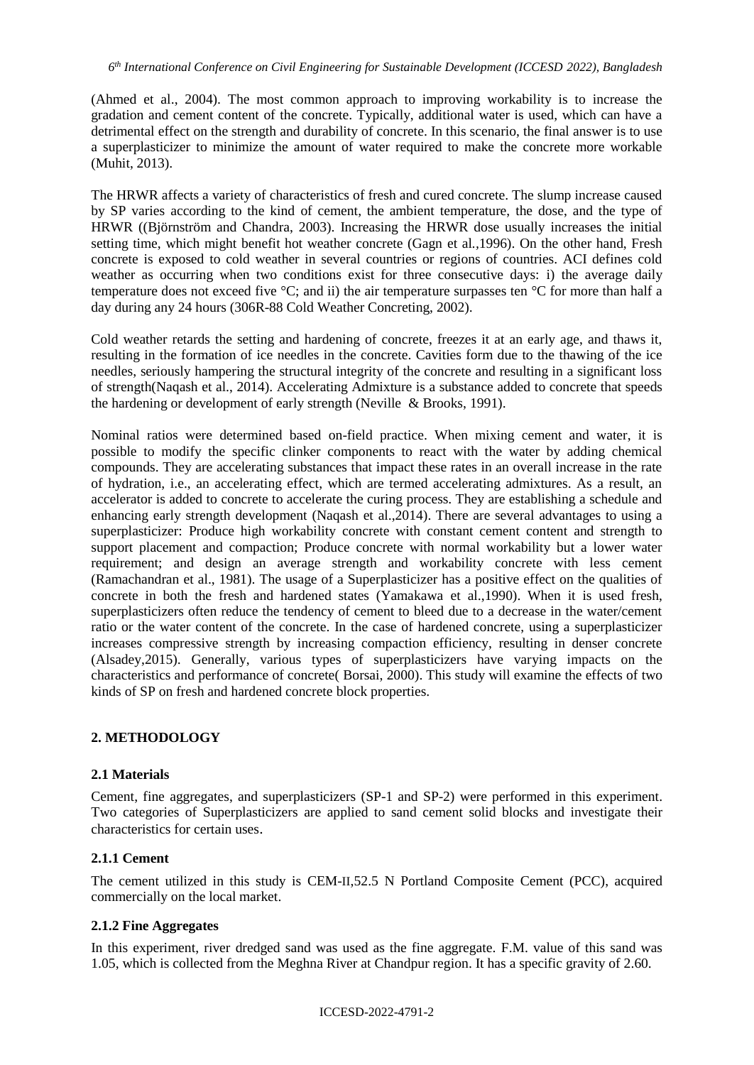(Ahmed et al., 2004). The most common approach to improving workability is to increase the gradation and cement content of the concrete. Typically, additional water is used, which can have a detrimental effect on the strength and durability of concrete. In this scenario, the final answer is to use a superplasticizer to minimize the amount of water required to make the concrete more workable (Muhit, 2013).

The HRWR affects a variety of characteristics of fresh and cured concrete. The slump increase caused by SP varies according to the kind of cement, the ambient temperature, the dose, and the type of HRWR ((Björnström and Chandra, 2003). Increasing the HRWR dose usually increases the initial setting time, which might benefit hot weather concrete (Gagn et al.,1996). On the other hand, Fresh concrete is exposed to cold weather in several countries or regions of countries. ACI defines cold weather as occurring when two conditions exist for three consecutive days: i) the average daily temperature does not exceed five °C; and ii) the air temperature surpasses ten °C for more than half a day during any 24 hours (306R-88 Cold Weather Concreting, 2002).

Cold weather retards the setting and hardening of concrete, freezes it at an early age, and thaws it, resulting in the formation of ice needles in the concrete. Cavities form due to the thawing of the ice needles, seriously hampering the structural integrity of the concrete and resulting in a significant loss of strength(Naqash et al., 2014). Accelerating Admixture is a substance added to concrete that speeds the hardening or development of early strength (Neville & Brooks, 1991).

Nominal ratios were determined based on-field practice. When mixing cement and water, it is possible to modify the specific clinker components to react with the water by adding chemical compounds. They are accelerating substances that impact these rates in an overall increase in the rate of hydration, i.e., an accelerating effect, which are termed accelerating admixtures. As a result, an accelerator is added to concrete to accelerate the curing process. They are establishing a schedule and enhancing early strength development (Naqash et al.,2014). There are several advantages to using a superplasticizer: Produce high workability concrete with constant cement content and strength to support placement and compaction; Produce concrete with normal workability but a lower water requirement; and design an average strength and workability concrete with less cement (Ramachandran et al., 1981). The usage of a Superplasticizer has a positive effect on the qualities of concrete in both the fresh and hardened states (Yamakawa et al.,1990). When it is used fresh, superplasticizers often reduce the tendency of cement to bleed due to a decrease in the water/cement ratio or the water content of the concrete. In the case of hardened concrete, using a superplasticizer increases compressive strength by increasing compaction efficiency, resulting in denser concrete (Alsadey,2015). Generally, various types of superplasticizers have varying impacts on the characteristics and performance of concrete( Borsai, 2000). This study will examine the effects of two kinds of SP on fresh and hardened concrete block properties.

## 2. METHODOLOGY

### 2.1 Materials

Cement, fine aggregates, and superplasticizers (SP-1 and SP-2) were performed in this experiment. Two categories of Superplasticizers are applied to sand cement solid blocks and investigate their characteristics for certain uses.

#### 2.1.1 Cement

The cement utilized in this study is CEM-II,52.5 N Portland Composite Cement (PCC), acquired commercially on the local market.

#### 2.1.2 Fine Aggregates

In this experiment, river dredged sand was used as the fine aggregate. F.M. value of this sand was 1.05, which is collected from the Meghna River at Chandpur region. It has a specific gravity of 2.60.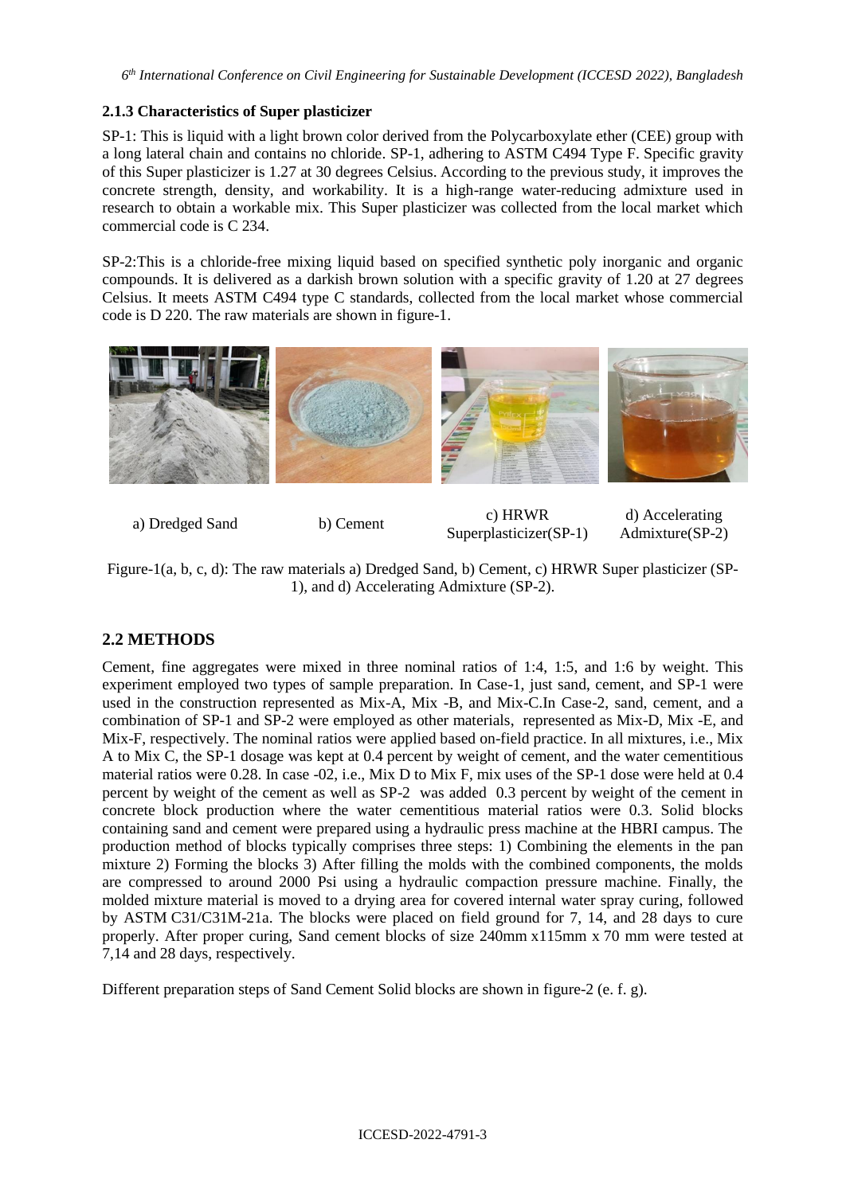### 2.1.3 Characteristics of Super plasticizer

SP-1: This is liquid with a light brown color derived from the Polycarboxylate ether (CEE) group with a long lateral chain and contains no chloride. SP-1, adhering to ASTM C494 Type F. Specific gravity of this Super plasticizer is 1.27 at 30 degrees Celsius. According to the previous study, it improves the concrete strength, density, and workability. It is a high-range water-reducing admixture used in research to obtain a workable mix. This Super plasticizer was collected from the local market which commercial code is C 234.

SP-2:This is a chloride-free mixing liquid based on specified synthetic poly inorganic and organic compounds. It is delivered as a darkish brown solution with a specific gravity of 1.20 at 27 degrees Celsius. It meets ASTM C494 type C standards, collected from the local market whose commercial code is D 220. The raw materials are shown in figure-1.

a) Dredged Sand　b) Cement　c) HRWR Superplasticizer(SP-1)　d) Accelerating Admixture(SP-2)

Figure-1(a, b, c, d): The raw materials a) Dredged Sand, b) Cement, c) HRWR Super plasticizer (SP-1), and d) Accelerating Admixture (SP-2).

## 2.2 METHODS

Cement, fine aggregates were mixed in three nominal ratios of 1:4, 1:5, and 1:6 by weight. This experiment employed two types of sample preparation. In Case-1, just sand, cement, and SP-1 were used in the construction represented as Mix-A, Mix -B, and Mix-C.In Case-2, sand, cement, and a combination of SP-1 and SP-2 were employed as other materials, represented as Mix-D, Mix -E, and Mix-F, respectively. The nominal ratios were applied based on-field practice. In all mixtures, i.e., Mix A to Mix C, the SP-1 dosage was kept at 0.4 percent by weight of cement, and the water cementitious material ratios were 0.28. In case -02, i.e., Mix D to Mix F, mix uses of the SP-1 dose were held at 0.4 percent by weight of the cement as well as SP-2 was added 0.3 percent by weight of the cement in concrete block production where the water cementitious material ratios were 0.3. Solid blocks containing sand and cement were prepared using a hydraulic press machine at the HBRI campus. The production method of blocks typically comprises three steps: 1) Combining the elements in the pan mixture 2) Forming the blocks 3) After filling the molds with the combined components, the molds are compressed to around 2000 Psi using a hydraulic compaction pressure machine. Finally, the molded mixture material is moved to a drying area for covered internal water spray curing, followed by ASTM C31/C31M-21a. The blocks were placed on field ground for 7, 14, and 28 days to cure properly. After proper curing, Sand cement blocks of size 240mm x115mm x 70 mm were tested at 7,14 and 28 days, respectively.

Different preparation steps of Sand Cement Solid blocks are shown in figure-2 (e. f. g).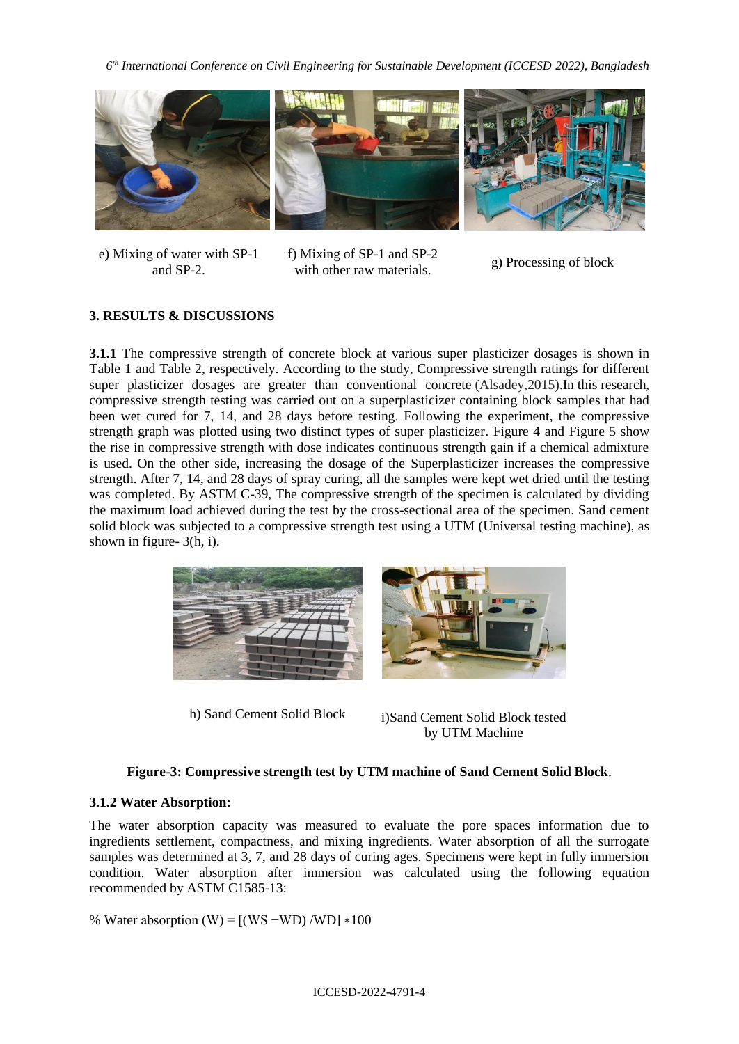e) Mixing of water with SP-1 and SP-2.

f) Mixing of SP-1 and SP-2 with other raw materials.

g) Processing of block

## 3. RESULTS & DISCUSSIONS

**3.1.1** The compressive strength of concrete block at various super plasticizer dosages is shown in Table 1 and Table 2, respectively. According to the study, Compressive strength ratings for different super plasticizer dosages are greater than conventional concrete (Alsadey,2015).In this research, compressive strength testing was carried out on a superplasticizer containing block samples that had been wet cured for 7, 14, and 28 days before testing. Following the experiment, the compressive strength graph was plotted using two distinct types of super plasticizer. Figure 4 and Figure 5 show the rise in compressive strength with dose indicates continuous strength gain if a chemical admixture is used. On the other side, increasing the dosage of the Superplasticizer increases the compressive strength. After 7, 14, and 28 days of spray curing, all the samples were kept wet dried until the testing was completed. By ASTM C-39, The compressive strength of the specimen is calculated by dividing the maximum load achieved during the test by the cross-sectional area of the specimen. Sand cement solid block was subjected to a compressive strength test using a UTM (Universal testing machine), as shown in figure- 3(h, i).

h) Sand Cement Solid Block

i)Sand Cement Solid Block tested by UTM Machine

**Figure-3: Compressive strength test by UTM machine of Sand Cement Solid Block**.

### 3.1.2 Water Absorption:

The water absorption capacity was measured to evaluate the pore spaces information due to ingredients settlement, compactness, and mixing ingredients. Water absorption of all the surrogate samples was determined at 3, 7, and 28 days of curing ages. Specimens were kept in fully immersion condition. Water absorption after immersion was calculated using the following equation recommended by ASTM C1585-13:

$$\% \text{ Water absorption } (W) = [(WS - WD) / WD] * 100$$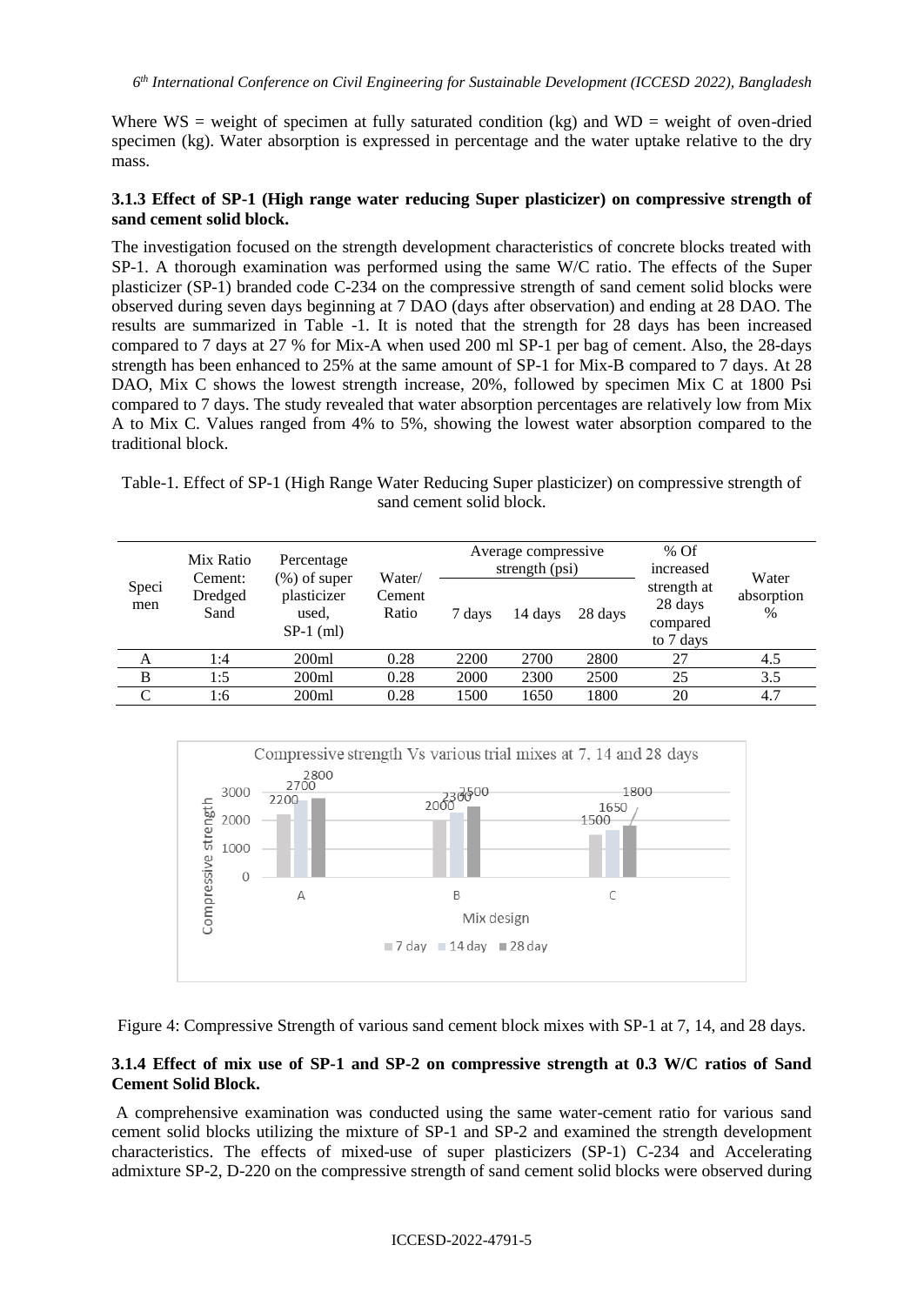Where WS = weight of specimen at fully saturated condition (kg) and WD = weight of oven-dried specimen (kg). Water absorption is expressed in percentage and the water uptake relative to the dry mass.

#### 3.1.3 Effect of SP-1 (High range water reducing Super plasticizer) on compressive strength of sand cement solid block.

The investigation focused on the strength development characteristics of concrete blocks treated with SP-1. A thorough examination was performed using the same W/C ratio. The effects of the Super plasticizer (SP-1) branded code C-234 on the compressive strength of sand cement solid blocks were observed during seven days beginning at 7 DAO (days after observation) and ending at 28 DAO. The results are summarized in Table -1. It is noted that the strength for 28 days has been increased compared to 7 days at 27 % for Mix-A when used 200 ml SP-1 per bag of cement. Also, the 28-days strength has been enhanced to 25% at the same amount of SP-1 for Mix-B compared to 7 days. At 28 DAO, Mix C shows the lowest strength increase, 20%, followed by specimen Mix C at 1800 Psi compared to 7 days. The study revealed that water absorption percentages are relatively low from Mix A to Mix C. Values ranged from 4% to 5%, showing the lowest water absorption compared to the traditional block.

Table-1. Effect of SP-1 (High Range Water Reducing Super plasticizer) on compressive strength of sand cement solid block.

| Specimen | Mix Ratio Cement: Dredged Sand | Percentage (%) of super plasticizer used, SP-1 (ml) | Water/ Cement Ratio | Average compressive strength (psi) | | | % Of increased strength at 28 days compared to 7 days | Water absorption % |
|---|---|---|---|---|---|---|---|---|
| | | | | 7 days | 14 days | 28 days | | |
| A | 1:4 | 200ml | 0.28 | 2200 | 2700 | 2800 | 27 | 4.5 |
| B | 1:5 | 200ml | 0.28 | 2000 | 2300 | 2500 | 25 | 3.5 |
| C | 1:6 | 200ml | 0.28 | 1500 | 1650 | 1800 | 20 | 4.7 |

Figure 4: Compressive Strength of various sand cement block mixes with SP-1 at 7, 14, and 28 days.

#### 3.1.4 Effect of mix use of SP-1 and SP-2 on compressive strength at 0.3 W/C ratios of Sand Cement Solid Block.

A comprehensive examination was conducted using the same water-cement ratio for various sand cement solid blocks utilizing the mixture of SP-1 and SP-2 and examined the strength development characteristics. The effects of mixed-use of super plasticizers (SP-1) C-234 and Accelerating admixture SP-2, D-220 on the compressive strength of sand cement solid blocks were observed during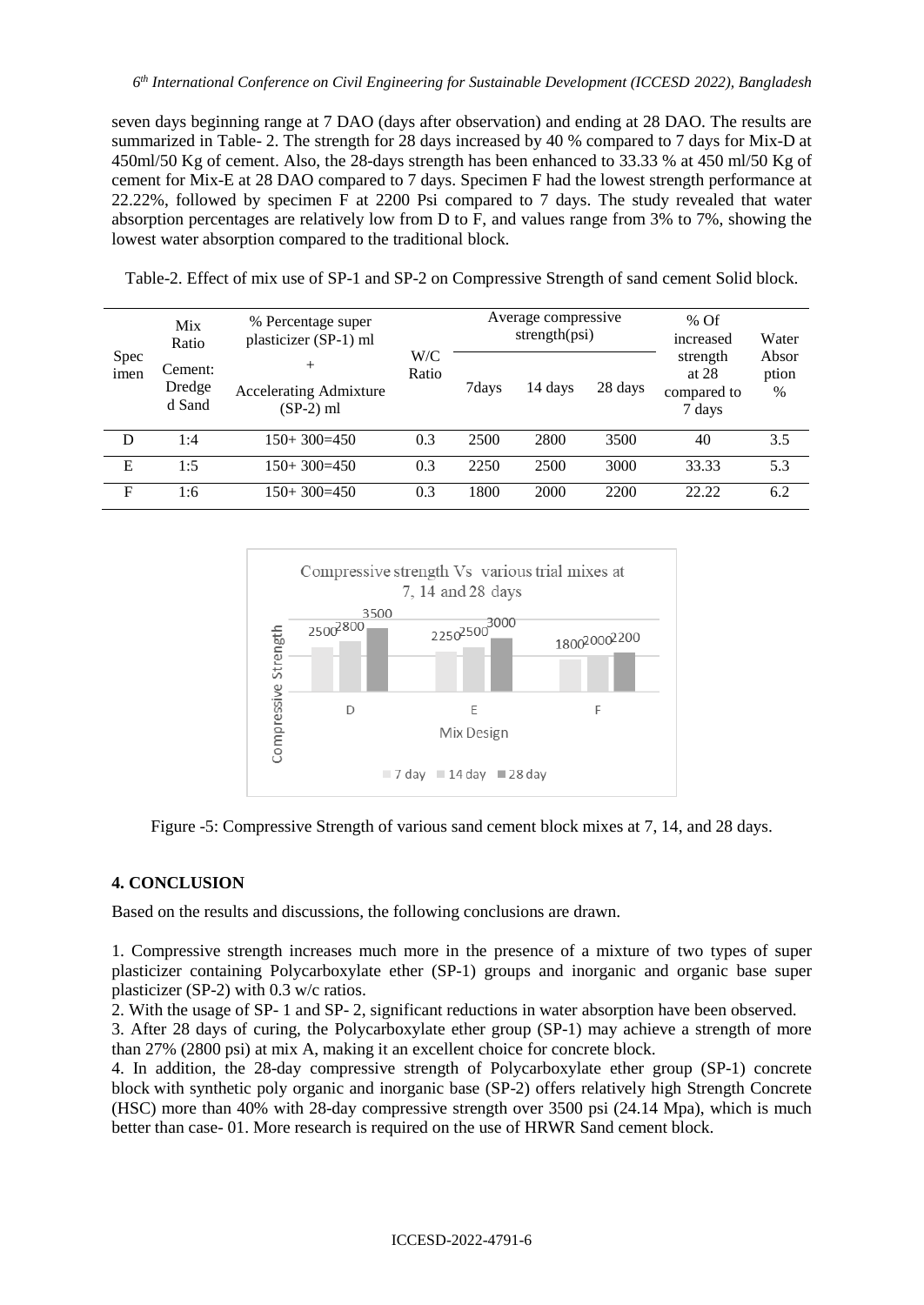seven days beginning range at 7 DAO (days after observation) and ending at 28 DAO. The results are summarized in Table- 2. The strength for 28 days increased by 40 % compared to 7 days for Mix-D at 450ml/50 Kg of cement. Also, the 28-days strength has been enhanced to 33.33 % at 450 ml/50 Kg of cement for Mix-E at 28 DAO compared to 7 days. Specimen F had the lowest strength performance at 22.22%, followed by specimen F at 2200 Psi compared to 7 days. The study revealed that water absorption percentages are relatively low from D to F, and values range from 3% to 7%, showing the lowest water absorption compared to the traditional block.

Table-2. Effect of mix use of SP-1 and SP-2 on Compressive Strength of sand cement Solid block.

| Specimen | Mix Ratio Cement: Dredged Sand | % Percentage super plasticizer (SP-1) ml + Accelerating Admixture (SP-2) ml | W/C Ratio | Average compressive strength(psi) | | | % Of increased strength at 28 compared to 7 days | Water Absorption % |
|---|---|---|---|---|---|---|---|---|
| | | | | 7days | 14 days | 28 days | | |
| D | 1:4 | 150+ 300=450 | 0.3 | 2500 | 2800 | 3500 | 40 | 3.5 |
| E | 1:5 | 150+ 300=450 | 0.3 | 2250 | 2500 | 3000 | 33.33 | 5.3 |
| F | 1:6 | 150+ 300=450 | 0.3 | 1800 | 2000 | 2200 | 22.22 | 6.2 |

Figure -5: Compressive Strength of various sand cement block mixes at 7, 14, and 28 days.

## 4. CONCLUSION

Based on the results and discussions, the following conclusions are drawn.

1. Compressive strength increases much more in the presence of a mixture of two types of super plasticizer containing Polycarboxylate ether (SP-1) groups and inorganic and organic base super plasticizer (SP-2) with 0.3 w/c ratios.
2. With the usage of SP- 1 and SP- 2, significant reductions in water absorption have been observed.
3. After 28 days of curing, the Polycarboxylate ether group (SP-1) may achieve a strength of more than 27% (2800 psi) at mix A, making it an excellent choice for concrete block.
4. In addition, the 28-day compressive strength of Polycarboxylate ether group (SP-1) concrete block with synthetic poly organic and inorganic base (SP-2) offers relatively high Strength Concrete (HSC) more than 40% with 28-day compressive strength over 3500 psi (24.14 Mpa), which is much better than case- 01. More research is required on the use of HRWR Sand cement block.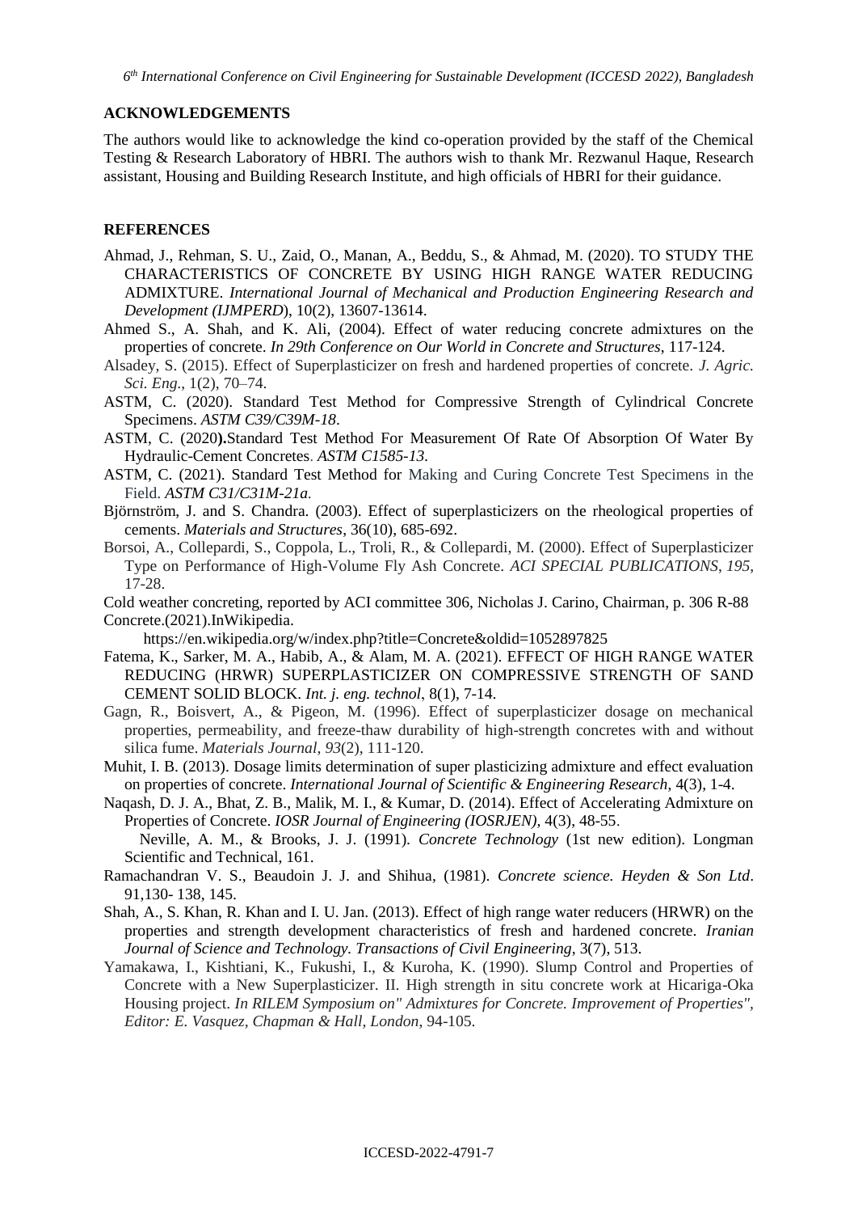## ACKNOWLEDGEMENTS

The authors would like to acknowledge the kind co-operation provided by the staff of the Chemical Testing & Research Laboratory of HBRI. The authors wish to thank Mr. Rezwanul Haque, Research assistant, Housing and Building Research Institute, and high officials of HBRI for their guidance.

## REFERENCES

Ahmad, J., Rehman, S. U., Zaid, O., Manan, A., Beddu, S., & Ahmad, M. (2020). TO STUDY THE CHARACTERISTICS OF CONCRETE BY USING HIGH RANGE WATER REDUCING ADMIXTURE. *International Journal of Mechanical and Production Engineering Research and Development (IJMPERD*), 10(2), 13607-13614.

Ahmed S., A. Shah, and K. Ali, (2004). Effect of water reducing concrete admixtures on the properties of concrete. *In 29th Conference on Our World in Concrete and Structures*, 117-124.

Alsadey, S. (2015). Effect of Superplasticizer on fresh and hardened properties of concrete. *J. Agric. Sci. Eng*., 1(2), 70–74.

ASTM, C. (2020). Standard Test Method for Compressive Strength of Cylindrical Concrete Specimens. *ASTM C39/C39M-18*.

ASTM, C. (2020**).**Standard Test Method For Measurement Of Rate Of Absorption Of Water By Hydraulic-Cement Concretes. *ASTM C1585-13.*

ASTM, C. (2021). Standard Test Method for Making and Curing Concrete Test Specimens in the Field. *ASTM C31/C31M-21a.*

Björnström, J. and S. Chandra. (2003). Effect of superplasticizers on the rheological properties of cements. *Materials and Structures*, 36(10), 685-692.

Borsoi, A., Collepardi, S., Coppola, L., Troli, R., & Collepardi, M. (2000). Effect of Superplasticizer Type on Performance of High-Volume Fly Ash Concrete. *ACI SPECIAL PUBLICATIONS*, *195*, 17-28.

Cold weather concreting, reported by ACI committee 306, Nicholas J. Carino, Chairman, p. 306 R-88

Concrete.(2021).InWikipedia. https://en.wikipedia.org/w/index.php?title=Concrete&oldid=1052897825

Fatema, K., Sarker, M. A., Habib, A., & Alam, M. A. (2021). EFFECT OF HIGH RANGE WATER REDUCING (HRWR) SUPERPLASTICIZER ON COMPRESSIVE STRENGTH OF SAND CEMENT SOLID BLOCK. *Int. j. eng. technol*, 8(1), 7-14.

Gagn, R., Boisvert, A., & Pigeon, M. (1996). Effect of superplasticizer dosage on mechanical properties, permeability, and freeze-thaw durability of high-strength concretes with and without silica fume. *Materials Journal*, *93*(2), 111-120.

Muhit, I. B. (2013). Dosage limits determination of super plasticizing admixture and effect evaluation on properties of concrete. *International Journal of Scientific & Engineering Research*, 4(3), 1-4.

Naqash, D. J. A., Bhat, Z. B., Malik, M. I., & Kumar, D. (2014). Effect of Accelerating Admixture on Properties of Concrete. *IOSR Journal of Engineering (IOSRJEN)*, 4(3), 48-55.

Neville, A. M., & Brooks, J. J. (1991). *Concrete Technology* (1st new edition). Longman Scientific and Technical, 161.

Ramachandran V. S., Beaudoin J. J. and Shihua, (1981). *Concrete science. Heyden & Son Ltd*. 91,130- 138, 145.

Shah, A., S. Khan, R. Khan and I. U. Jan. (2013). Effect of high range water reducers (HRWR) on the properties and strength development characteristics of fresh and hardened concrete. *Iranian Journal of Science and Technology. Transactions of Civil Engineering*, 3(7), 513.

Yamakawa, I., Kishtiani, K., Fukushi, I., & Kuroha, K. (1990). Slump Control and Properties of Concrete with a New Superplasticizer. II. High strength in situ concrete work at Hicariga-Oka Housing project. *In RILEM Symposium on" Admixtures for Concrete. Improvement of Properties", Editor: E. Vasquez, Chapman & Hall, London*, 94-105.